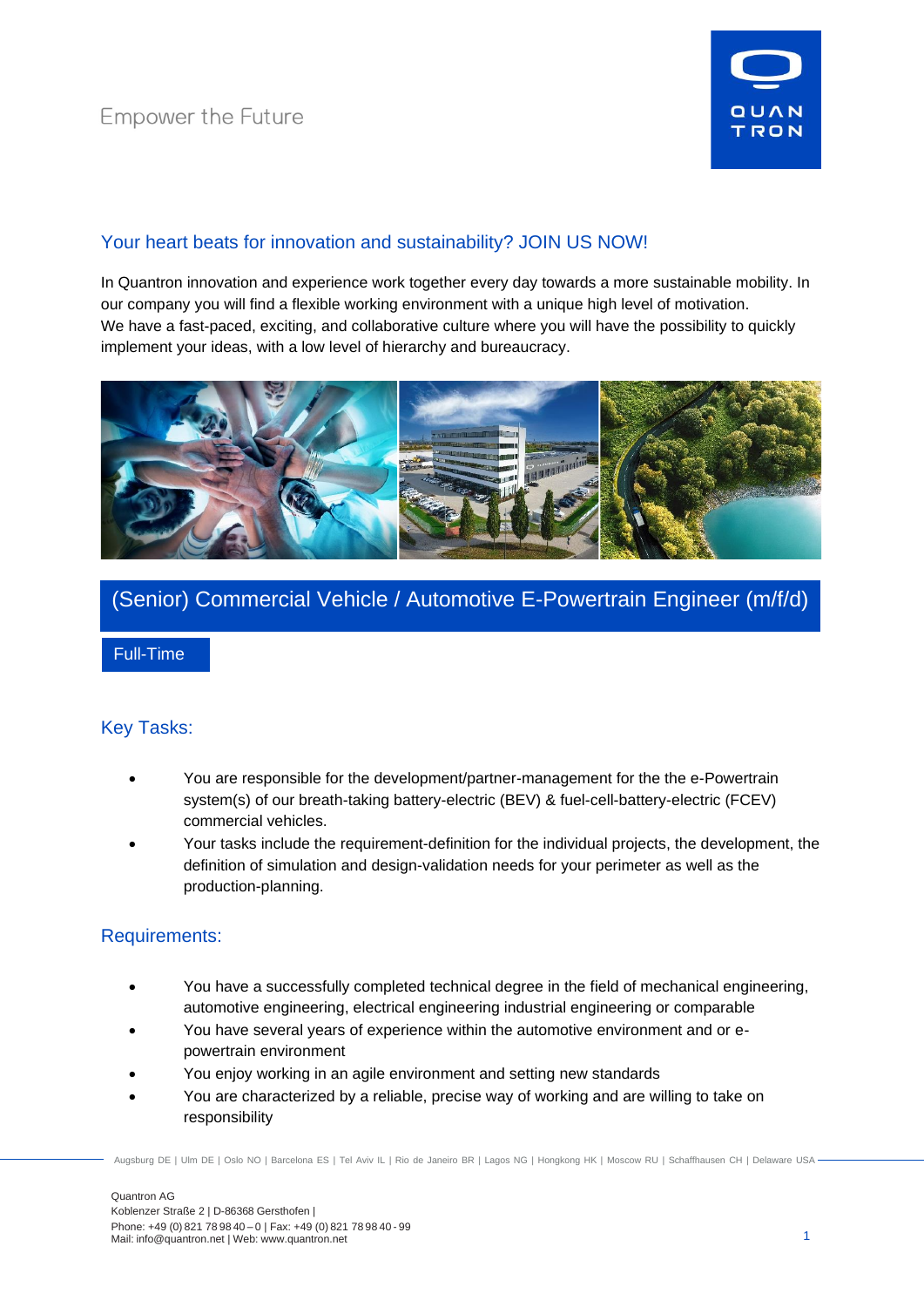Empower the Future

## Your heart beats for innovation and sustainability? JOIN US NOW!

In Quantron innovation and experience work together every day towards a more sustainable mobility. In our company you will find a flexible working environment with a unique high level of motivation.
We have a fast-paced, exciting, and collaborative culture where you will have the possibility to quickly implement your ideas, with a low level of hierarchy and bureaucracy.

# (Senior) Commercial Vehicle / Automotive E-Powertrain Engineer (m/f/d)

Full-Time

## Key Tasks:

- You are responsible for the development/partner-management for the the e-Powertrain system(s) of our breath-taking battery-electric (BEV) & fuel-cell-battery-electric (FCEV) commercial vehicles.
- Your tasks include the requirement-definition for the individual projects, the development, the definition of simulation and design-validation needs for your perimeter as well as the production-planning.

## Requirements:

- You have a successfully completed technical degree in the field of mechanical engineering, automotive engineering, electrical engineering industrial engineering or comparable
- You have several years of experience within the automotive environment and or e-powertrain environment
- You enjoy working in an agile environment and setting new standards
- You are characterized by a reliable, precise way of working and are willing to take on responsibility

Augsburg DE | Ulm DE | Oslo NO | Barcelona ES | Tel Aviv IL | Rio de Janeiro BR | Lagos NG | Hongkong HK | Moscow RU | Schaffhausen CH | Delaware USA

Quantron AG
Koblenzer Straße 2 | D-86368 Gersthofen |
Phone: +49 (0) 821 78 98 40 – 0 | Fax: +49 (0) 821 78 98 40 - 99
Mail: info@quantron.net | Web: www.quantron.net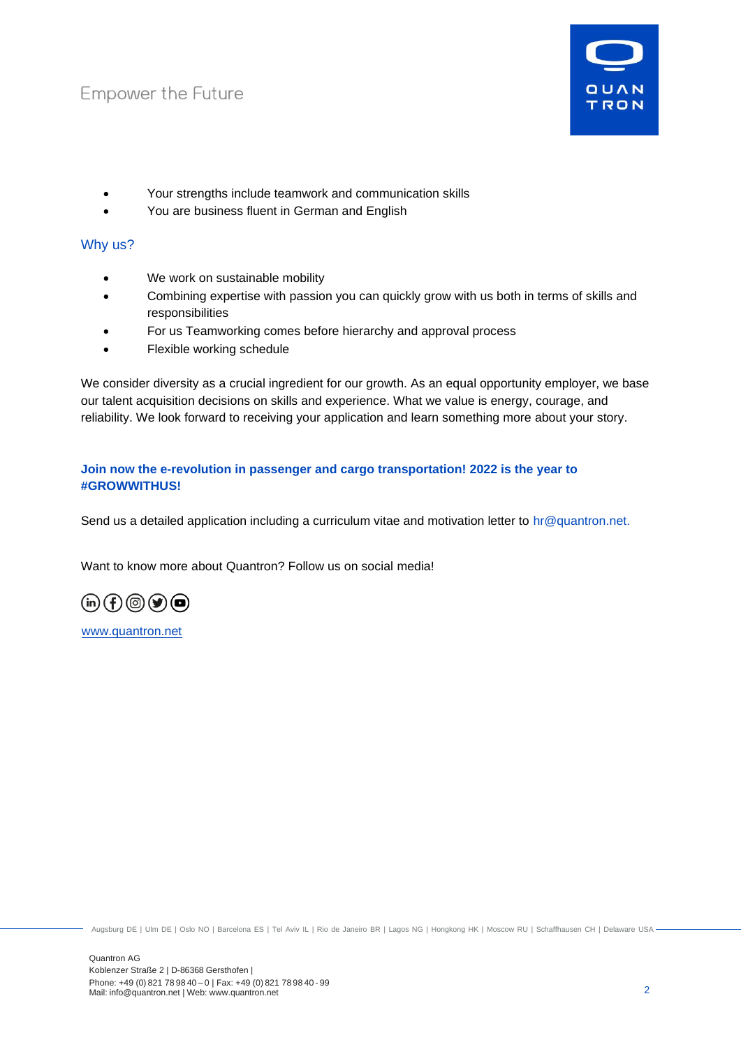- Your strengths include teamwork and communication skills
- You are business fluent in German and English

## Why us?

- We work on sustainable mobility
- Combining expertise with passion you can quickly grow with us both in terms of skills and responsibilities
- For us Teamworking comes before hierarchy and approval process
- Flexible working schedule

We consider diversity as a crucial ingredient for our growth. As an equal opportunity employer, we base our talent acquisition decisions on skills and experience. What we value is energy, courage, and reliability. We look forward to receiving your application and learn something more about your story.

**Join now the e-revolution in passenger and cargo transportation! 2022 is the year to #GROWWITHUS!**

Send us a detailed application including a curriculum vitae and motivation letter to hr@quantron.net.

Want to know more about Quantron? Follow us on social media!

www.quantron.net